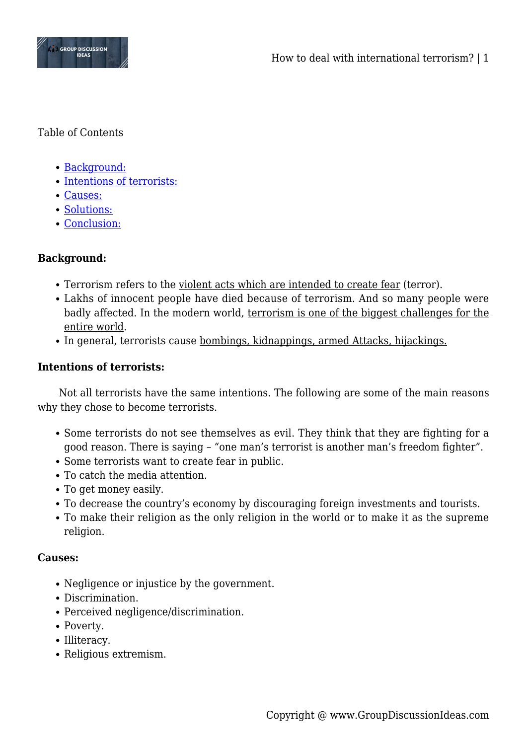Table of Contents

- Background:
- Intentions of terrorists:
- Causes:
- Solutions:
- Conclusion:

**Background:**

- Terrorism refers to the violent acts which are intended to create fear (terror).
- Lakhs of innocent people have died because of terrorism. And so many people were badly affected. In the modern world, terrorism is one of the biggest challenges for the entire world.
- In general, terrorists cause bombings, kidnappings, armed Attacks, hijackings.

**Intentions of terrorists:**

Not all terrorists have the same intentions. The following are some of the main reasons why they chose to become terrorists.

- Some terrorists do not see themselves as evil. They think that they are fighting for a good reason. There is saying – "one man's terrorist is another man's freedom fighter".
- Some terrorists want to create fear in public.
- To catch the media attention.
- To get money easily.
- To decrease the country's economy by discouraging foreign investments and tourists.
- To make their religion as the only religion in the world or to make it as the supreme religion.

**Causes:**

- Negligence or injustice by the government.
- Discrimination.
- Perceived negligence/discrimination.
- Poverty.
- Illiteracy.
- Religious extremism.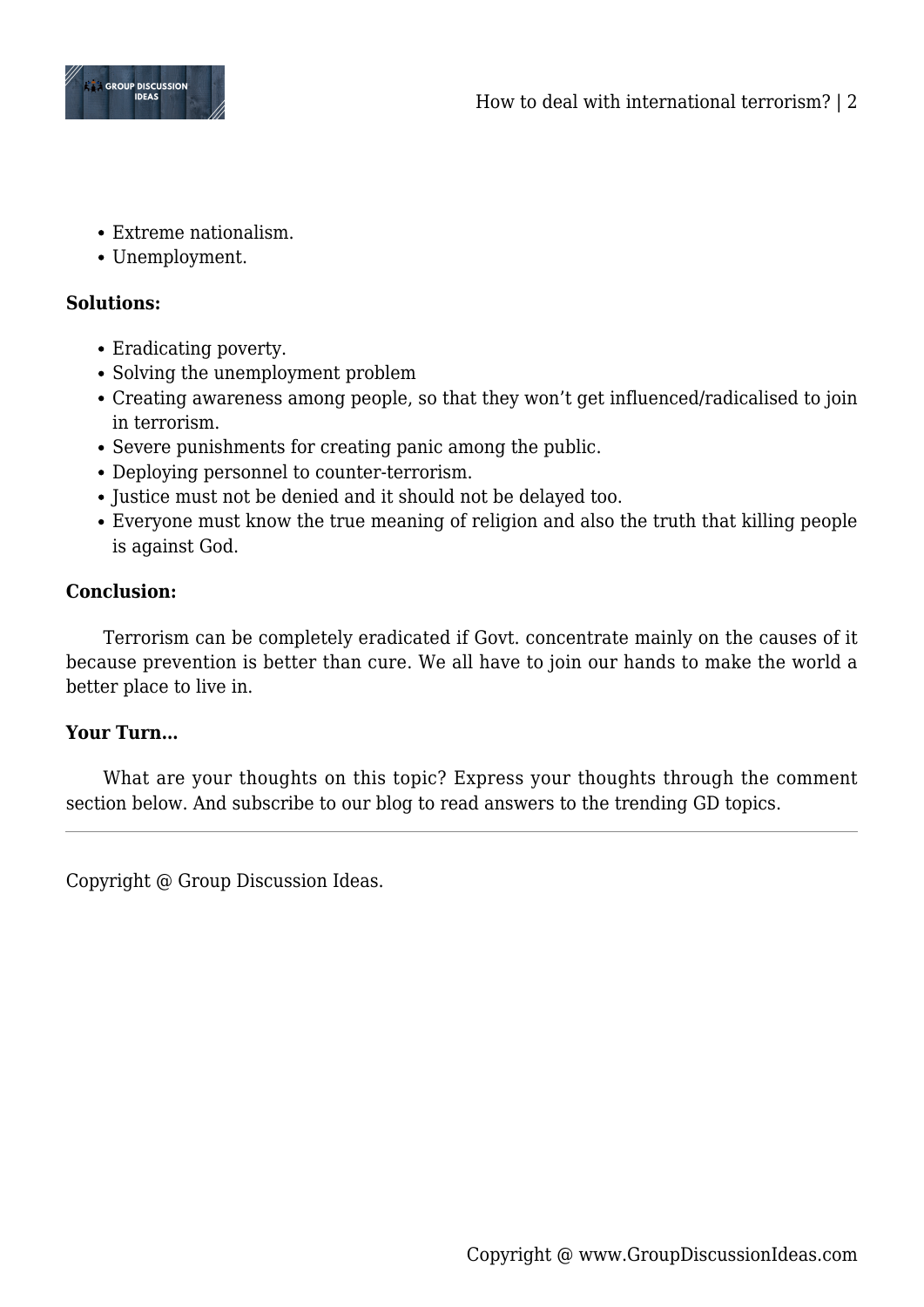- Extreme nationalism.
- Unemployment.

**Solutions:**

- Eradicating poverty.
- Solving the unemployment problem
- Creating awareness among people, so that they won't get influenced/radicalised to join in terrorism.
- Severe punishments for creating panic among the public.
- Deploying personnel to counter-terrorism.
- Justice must not be denied and it should not be delayed too.
- Everyone must know the true meaning of religion and also the truth that killing people is against God.

**Conclusion:**

Terrorism can be completely eradicated if Govt. concentrate mainly on the causes of it because prevention is better than cure. We all have to join our hands to make the world a better place to live in.

**Your Turn…**

What are your thoughts on this topic? Express your thoughts through the comment section below. And subscribe to our blog to read answers to the trending GD topics.

---

Copyright @ Group Discussion Ideas.